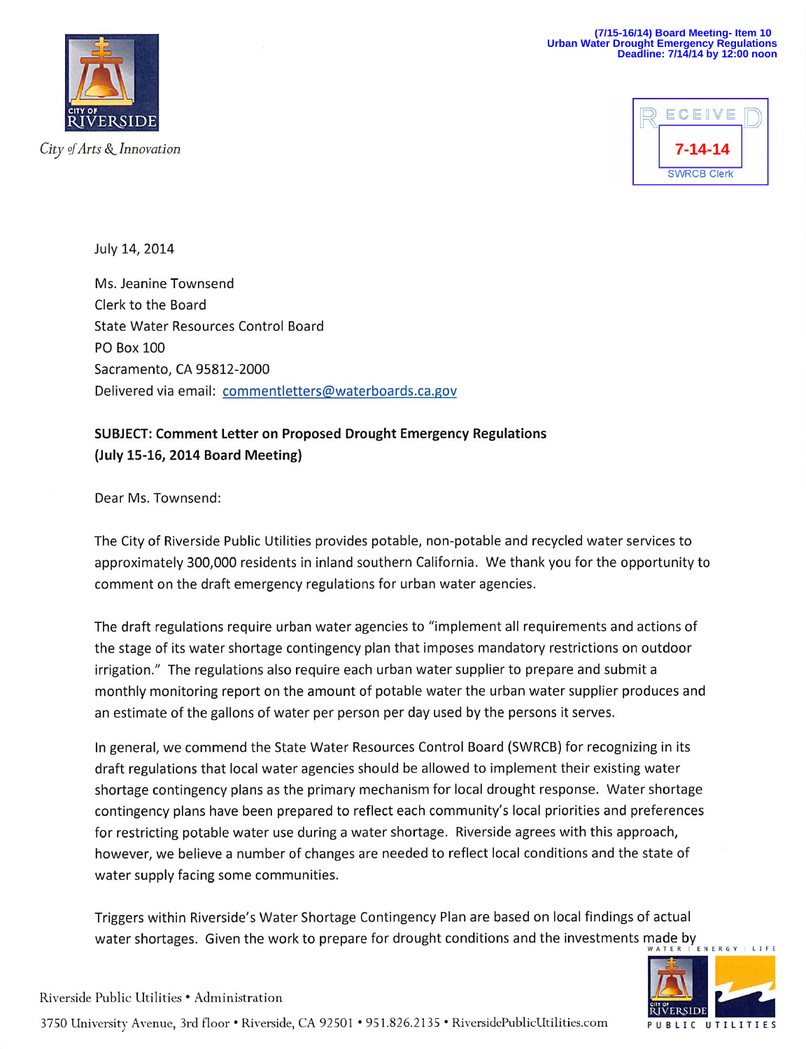(7/15-16/14) Board Meeting- Item 10
Urban Water Drought Emergency Regulations
Deadline: 7/14/14 by 12:00 noon

CITY OF RIVERSIDE

*City of Arts & Innovation*

RECEIVED
7-14-14
SWRCB Clerk

July 14, 2014

Ms. Jeanine Townsend
Clerk to the Board
State Water Resources Control Board
PO Box 100
Sacramento, CA 95812-2000
Delivered via email: commentletters@waterboards.ca.gov

**SUBJECT: Comment Letter on Proposed Drought Emergency Regulations (July 15-16, 2014 Board Meeting)**

Dear Ms. Townsend:

The City of Riverside Public Utilities provides potable, non-potable and recycled water services to approximately 300,000 residents in inland southern California. We thank you for the opportunity to comment on the draft emergency regulations for urban water agencies.

The draft regulations require urban water agencies to "implement all requirements and actions of the stage of its water shortage contingency plan that imposes mandatory restrictions on outdoor irrigation." The regulations also require each urban water supplier to prepare and submit a monthly monitoring report on the amount of potable water the urban water supplier produces and an estimate of the gallons of water per person per day used by the persons it serves.

In general, we commend the State Water Resources Control Board (SWRCB) for recognizing in its draft regulations that local water agencies should be allowed to implement their existing water shortage contingency plans as the primary mechanism for local drought response. Water shortage contingency plans have been prepared to reflect each community's local priorities and preferences for restricting potable water use during a water shortage. Riverside agrees with this approach, however, we believe a number of changes are needed to reflect local conditions and the state of water supply facing some communities.

Triggers within Riverside's Water Shortage Contingency Plan are based on local findings of actual water shortages. Given the work to prepare for drought conditions and the investments made by

Riverside Public Utilities • Administration
3750 University Avenue, 3rd floor • Riverside, CA 92501 • 951.826.2135 • RiversidePublicUtilities.com

WATER | ENERGY | LIFE
CITY OF RIVERSIDE PUBLIC UTILITIES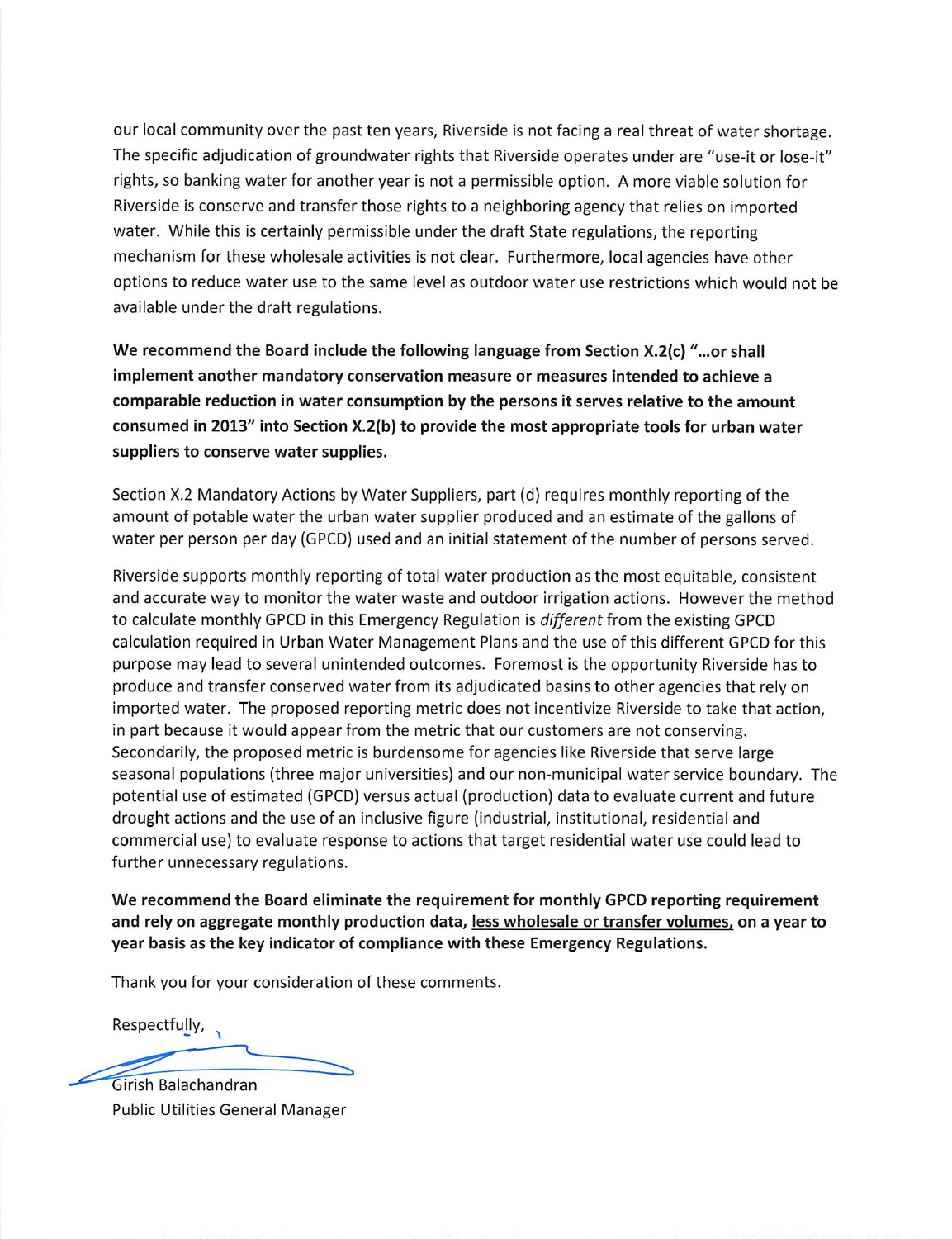our local community over the past ten years, Riverside is not facing a real threat of water shortage. The specific adjudication of groundwater rights that Riverside operates under are "use-it or lose-it" rights, so banking water for another year is not a permissible option. A more viable solution for Riverside is conserve and transfer those rights to a neighboring agency that relies on imported water. While this is certainly permissible under the draft State regulations, the reporting mechanism for these wholesale activities is not clear. Furthermore, local agencies have other options to reduce water use to the same level as outdoor water use restrictions which would not be available under the draft regulations.

**We recommend the Board include the following language from Section X.2(c) "...or shall implement another mandatory conservation measure or measures intended to achieve a comparable reduction in water consumption by the persons it serves relative to the amount consumed in 2013" into Section X.2(b) to provide the most appropriate tools for urban water suppliers to conserve water supplies.**

Section X.2 Mandatory Actions by Water Suppliers, part (d) requires monthly reporting of the amount of potable water the urban water supplier produced and an estimate of the gallons of water per person per day (GPCD) used and an initial statement of the number of persons served.

Riverside supports monthly reporting of total water production as the most equitable, consistent and accurate way to monitor the water waste and outdoor irrigation actions. However the method to calculate monthly GPCD in this Emergency Regulation is *different* from the existing GPCD calculation required in Urban Water Management Plans and the use of this different GPCD for this purpose may lead to several unintended outcomes. Foremost is the opportunity Riverside has to produce and transfer conserved water from its adjudicated basins to other agencies that rely on imported water. The proposed reporting metric does not incentivize Riverside to take that action, in part because it would appear from the metric that our customers are not conserving. Secondarily, the proposed metric is burdensome for agencies like Riverside that serve large seasonal populations (three major universities) and our non-municipal water service boundary. The potential use of estimated (GPCD) versus actual (production) data to evaluate current and future drought actions and the use of an inclusive figure (industrial, institutional, residential and commercial use) to evaluate response to actions that target residential water use could lead to further unnecessary regulations.

**We recommend the Board eliminate the requirement for monthly GPCD reporting requirement and rely on aggregate monthly production data, <u>less wholesale or transfer volumes,</u> on a year to year basis as the key indicator of compliance with these Emergency Regulations.**

Thank you for your consideration of these comments.

Respectfully,

Girish Balachandran
Public Utilities General Manager